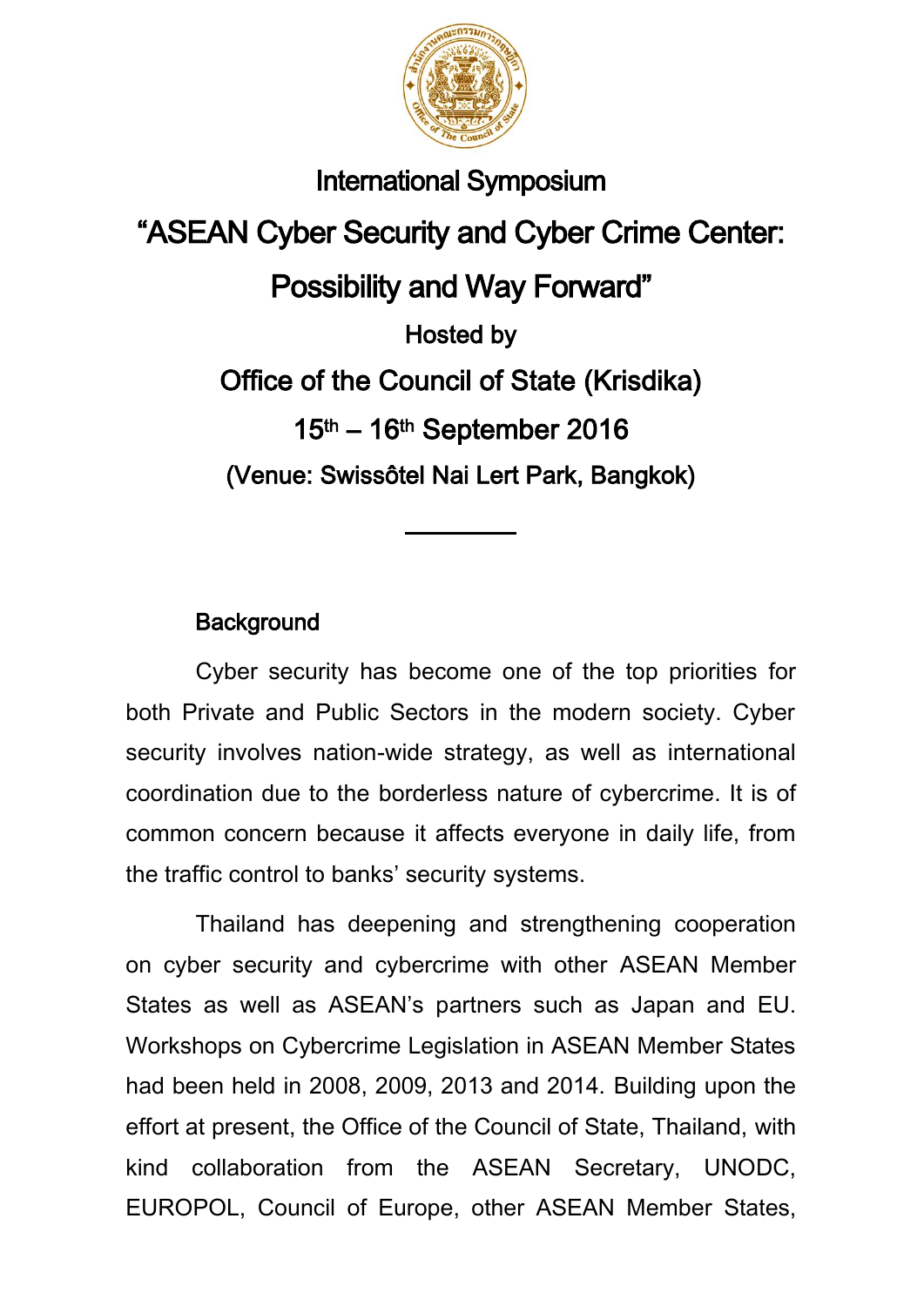# International Symposium

# "ASEAN Cyber Security and Cyber Crime Center: Possibility and Way Forward"

## Hosted by

## Office of the Council of State (Krisdika)

## 15th – 16th September 2016

## (Venue: Swissôtel Nai Lert Park, Bangkok)

---

### Background

Cyber security has become one of the top priorities for both Private and Public Sectors in the modern society. Cyber security involves nation-wide strategy, as well as international coordination due to the borderless nature of cybercrime. It is of common concern because it affects everyone in daily life, from the traffic control to banks' security systems.

Thailand has deepening and strengthening cooperation on cyber security and cybercrime with other ASEAN Member States as well as ASEAN's partners such as Japan and EU. Workshops on Cybercrime Legislation in ASEAN Member States had been held in 2008, 2009, 2013 and 2014. Building upon the effort at present, the Office of the Council of State, Thailand, with kind collaboration from the ASEAN Secretary, UNODC, EUROPOL, Council of Europe, other ASEAN Member States,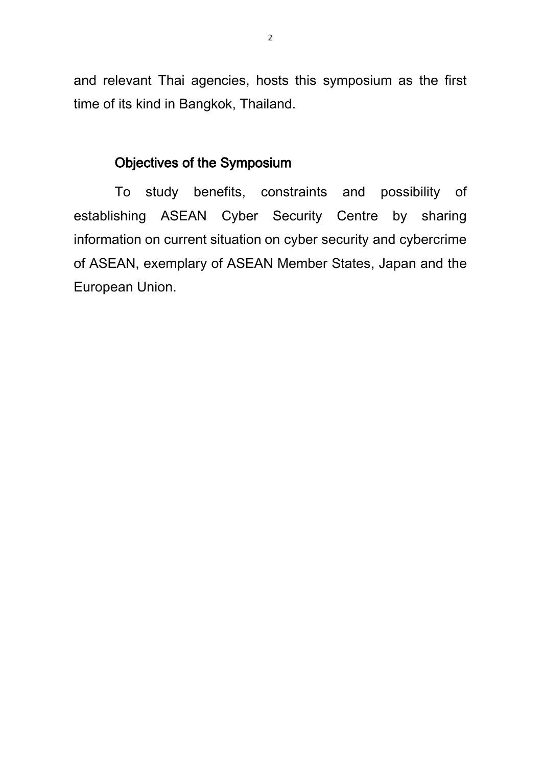and relevant Thai agencies, hosts this symposium as the first time of its kind in Bangkok, Thailand.

## Objectives of the Symposium

To study benefits, constraints and possibility of establishing ASEAN Cyber Security Centre by sharing information on current situation on cyber security and cybercrime of ASEAN, exemplary of ASEAN Member States, Japan and the European Union.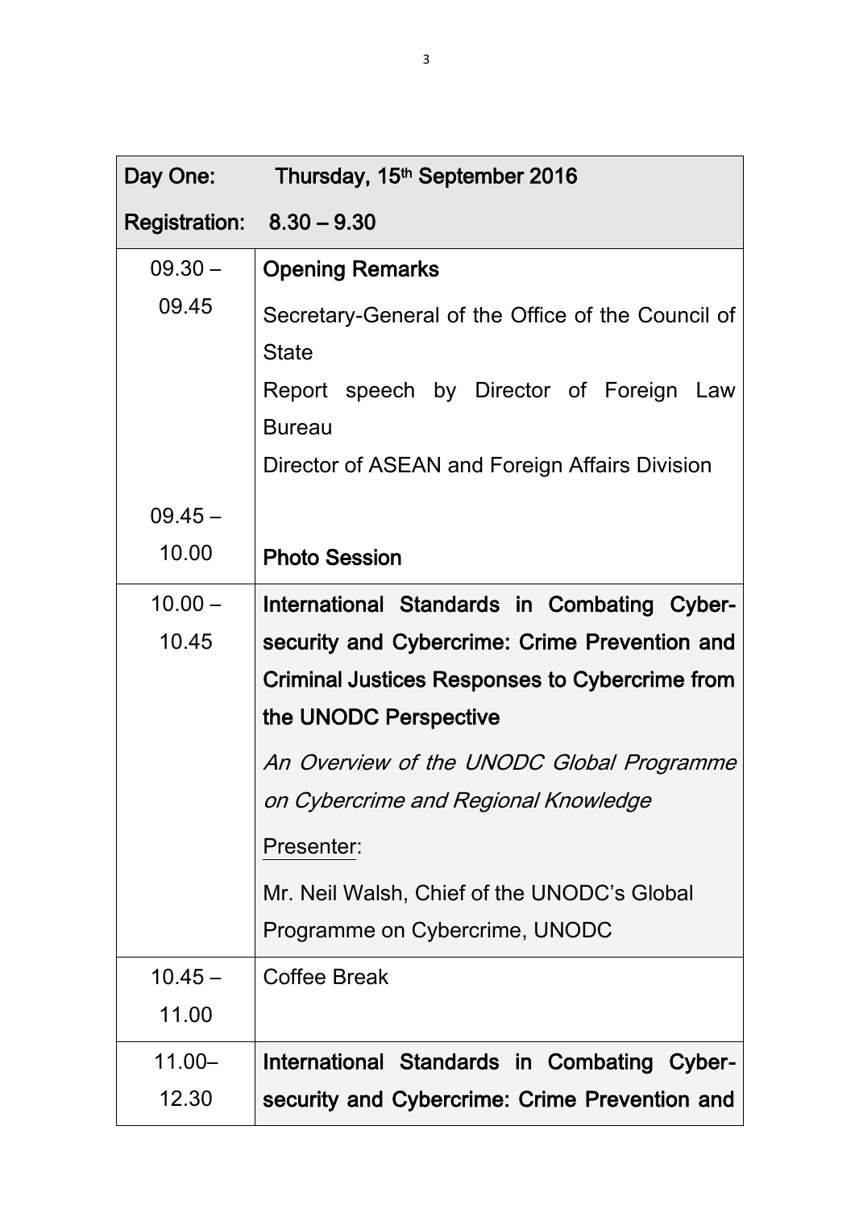| **Day One: Thursday, 15th September 2016** | |
|---|---|
| **Registration: 8.30 – 9.30** | |
| 09.30 – 09.45 | **Opening Remarks**<br>Secretary-General of the Office of the Council of State<br>Report speech by Director of Foreign Law Bureau<br>Director of ASEAN and Foreign Affairs Division |
| 09.45 – 10.00 | **Photo Session** |
| 10.00 – 10.45 | **International Standards in Combating Cyber-security and Cybercrime: Crime Prevention and Criminal Justices Responses to Cybercrime from the UNODC Perspective**<br>*An Overview of the UNODC Global Programme on Cybercrime and Regional Knowledge*<br>Presenter:<br>Mr. Neil Walsh, Chief of the UNODC's Global Programme on Cybercrime, UNODC |
| 10.45 – 11.00 | Coffee Break |
| 11.00– 12.30 | **International Standards in Combating Cyber-security and Cybercrime: Crime Prevention and** |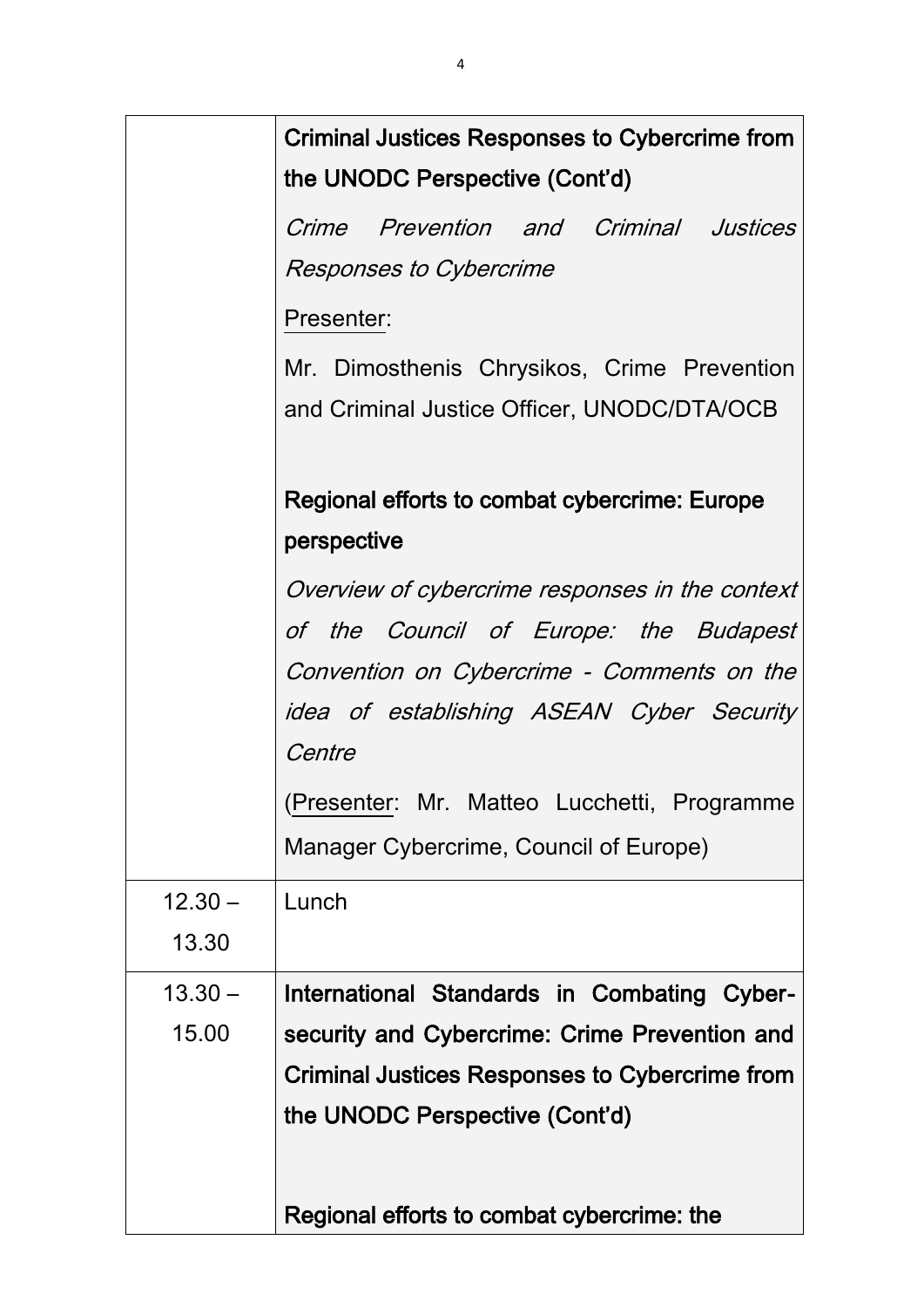| | |
|---|---|
| | **Criminal Justices Responses to Cybercrime from the UNODC Perspective (Cont'd)**<br>*Crime Prevention and Criminal Justices Responses to Cybercrime*<br>Presenter:<br>Mr. Dimosthenis Chrysikos, Crime Prevention and Criminal Justice Officer, UNODC/DTA/OCB<br><br>**Regional efforts to combat cybercrime: Europe perspective**<br>*Overview of cybercrime responses in the context of the Council of Europe: the Budapest Convention on Cybercrime - Comments on the idea of establishing ASEAN Cyber Security Centre*<br>(Presenter: Mr. Matteo Lucchetti, Programme Manager Cybercrime, Council of Europe) |
| 12.30 – 13.30 | Lunch |
| 13.30 – 15.00 | **International Standards in Combating Cyber-security and Cybercrime: Crime Prevention and Criminal Justices Responses to Cybercrime from the UNODC Perspective (Cont'd)**<br><br>**Regional efforts to combat cybercrime: the** |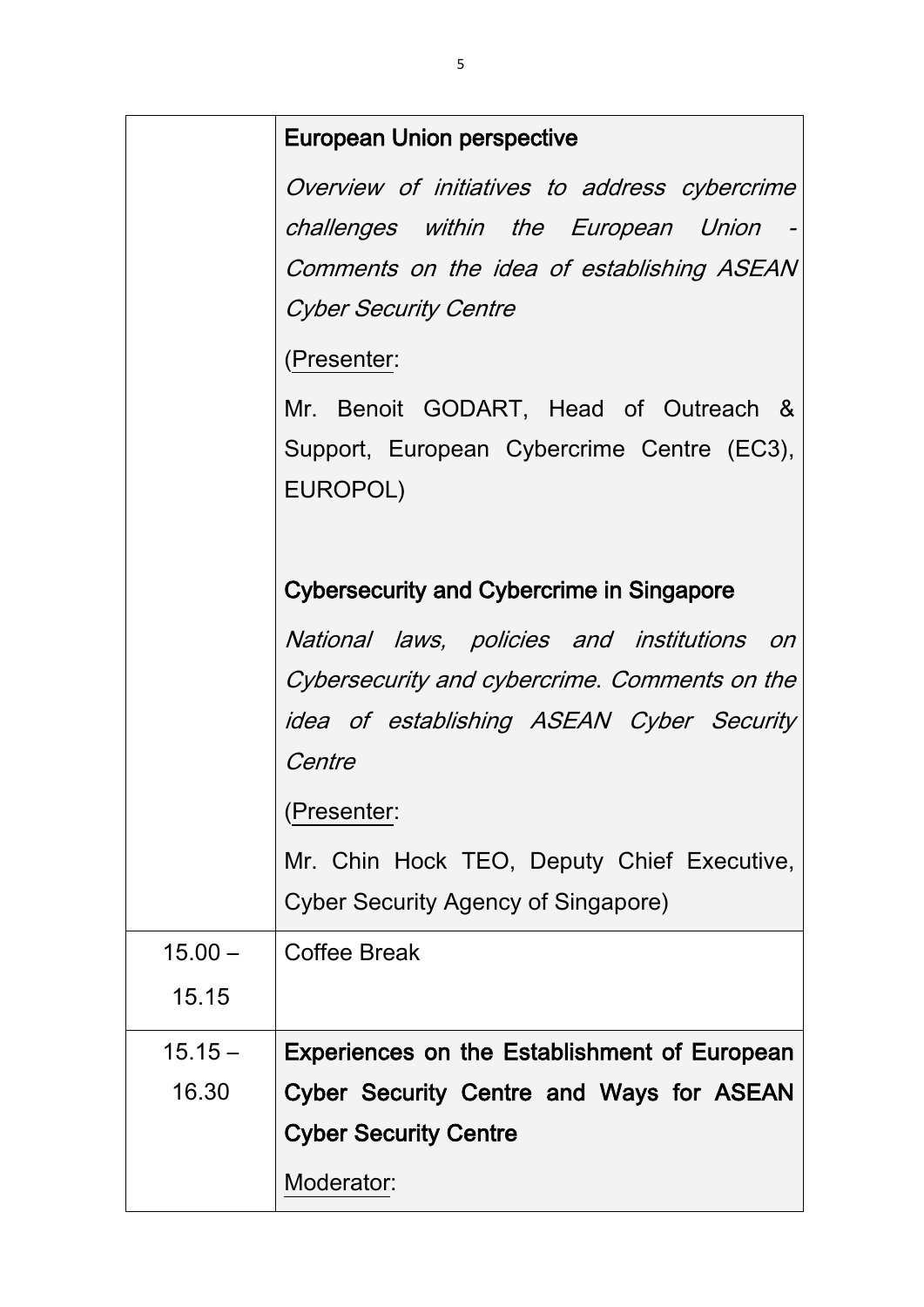| | |
|---|---|
| | **European Union perspective**<br>*Overview of initiatives to address cybercrime challenges within the European Union - Comments on the idea of establishing ASEAN Cyber Security Centre*<br>(Presenter:<br>Mr. Benoit GODART, Head of Outreach & Support, European Cybercrime Centre (EC3), EUROPOL)<br><br>**Cybersecurity and Cybercrime in Singapore**<br>*National laws, policies and institutions on Cybersecurity and cybercrime. Comments on the idea of establishing ASEAN Cyber Security Centre*<br>(Presenter:<br>Mr. Chin Hock TEO, Deputy Chief Executive, Cyber Security Agency of Singapore) |
| 15.00 – 15.15 | Coffee Break |
| 15.15 – 16.30 | **Experiences on the Establishment of European Cyber Security Centre and Ways for ASEAN Cyber Security Centre**<br>Moderator: |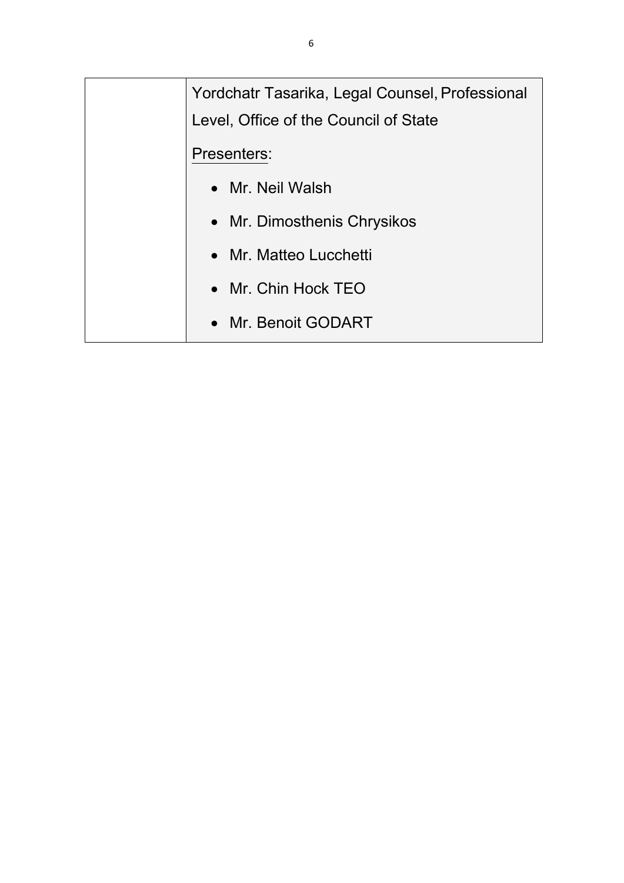| | |
|---|---|
| | Yordchatr Tasarika, Legal Counsel, Professional Level, Office of the Council of State<br><br><u>Presenters</u>:<br><br>• Mr. Neil Walsh<br>• Mr. Dimosthenis Chrysikos<br>• Mr. Matteo Lucchetti<br>• Mr. Chin Hock TEO<br>• Mr. Benoit GODART |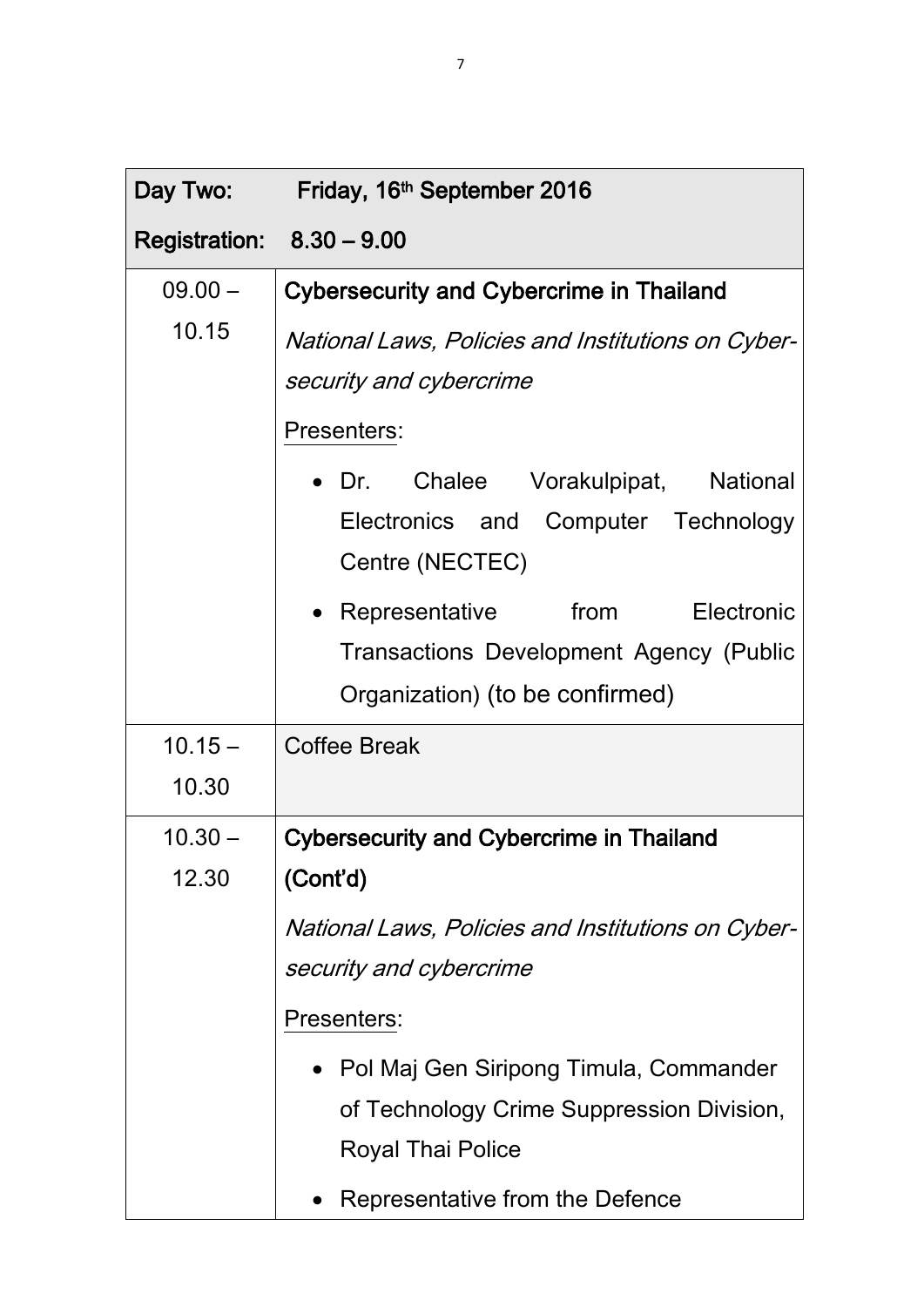| Day Two: Friday, 16th September 2016 | |
|---|---|
| **Registration: 8.30 – 9.00** | |
| 09.00 – 10.15 | **Cybersecurity and Cybercrime in Thailand**<br>*National Laws, Policies and Institutions on Cyber-security and cybercrime*<br>Presenters:<br>• Dr. Chalee Vorakulpipat, National Electronics and Computer Technology Centre (NECTEC)<br>• Representative from Electronic Transactions Development Agency (Public Organization) (to be confirmed) |
| 10.15 – 10.30 | Coffee Break |
| 10.30 – 12.30 | **Cybersecurity and Cybercrime in Thailand (Cont'd)**<br>*National Laws, Policies and Institutions on Cyber-security and cybercrime*<br>Presenters:<br>• Pol Maj Gen Siripong Timula, Commander of Technology Crime Suppression Division, Royal Thai Police<br>• Representative from the Defence |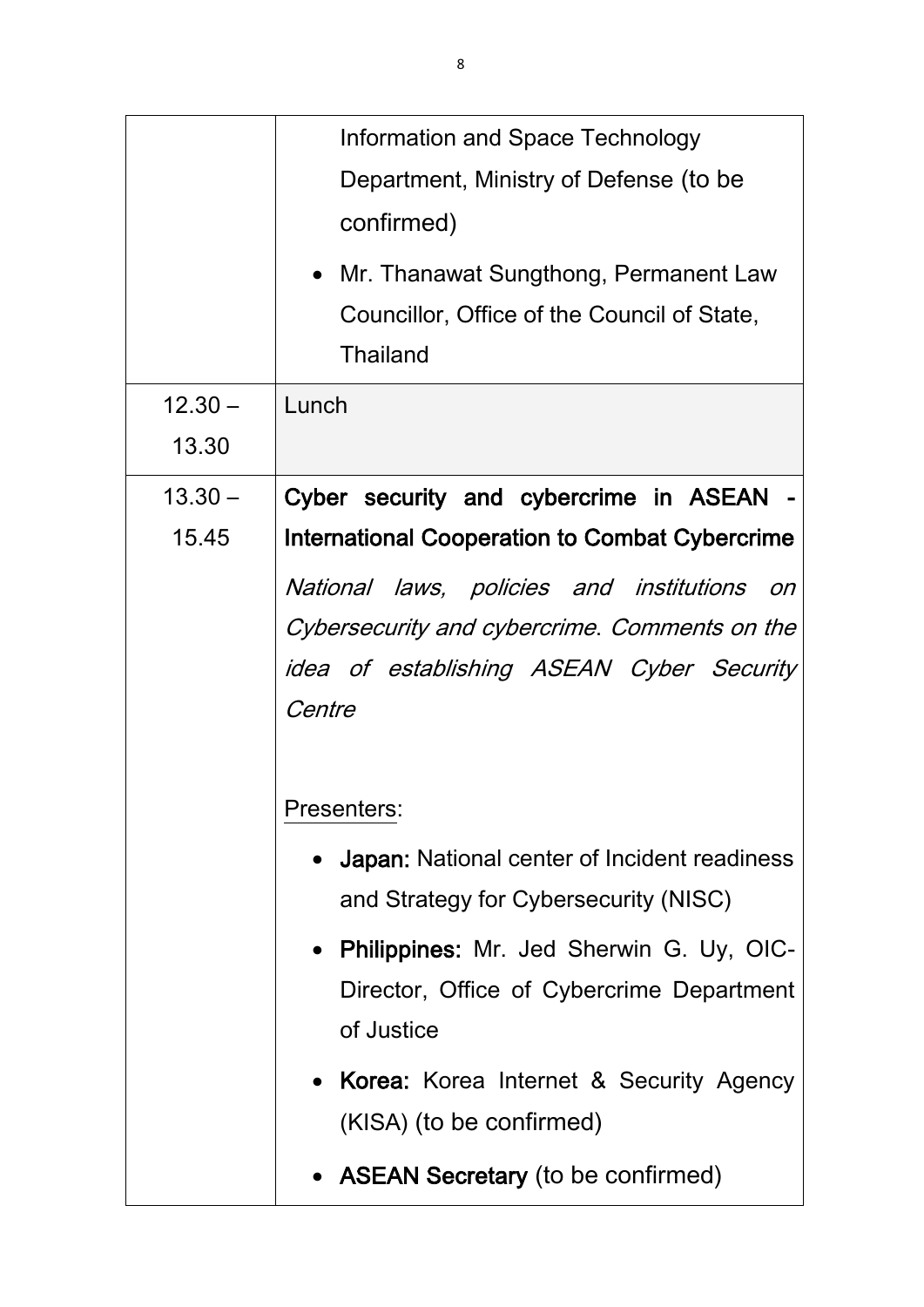| | |
|---|---|
| | Information and Space Technology Department, Ministry of Defense (to be confirmed)<br>• Mr. Thanawat Sungthong, Permanent Law Councillor, Office of the Council of State, Thailand |
| 12.30 – 13.30 | Lunch |
| 13.30 – 15.45 | **Cyber security and cybercrime in ASEAN - International Cooperation to Combat Cybercrime**<br>*National laws, policies and institutions on Cybersecurity and cybercrime. Comments on the idea of establishing ASEAN Cyber Security Centre*<br><br>Presenters:<br>• **Japan:** National center of Incident readiness and Strategy for Cybersecurity (NISC)<br>• **Philippines:** Mr. Jed Sherwin G. Uy, OIC-Director, Office of Cybercrime Department of Justice<br>• **Korea:** Korea Internet & Security Agency (KISA) (to be confirmed)<br>• **ASEAN Secretary** (to be confirmed) |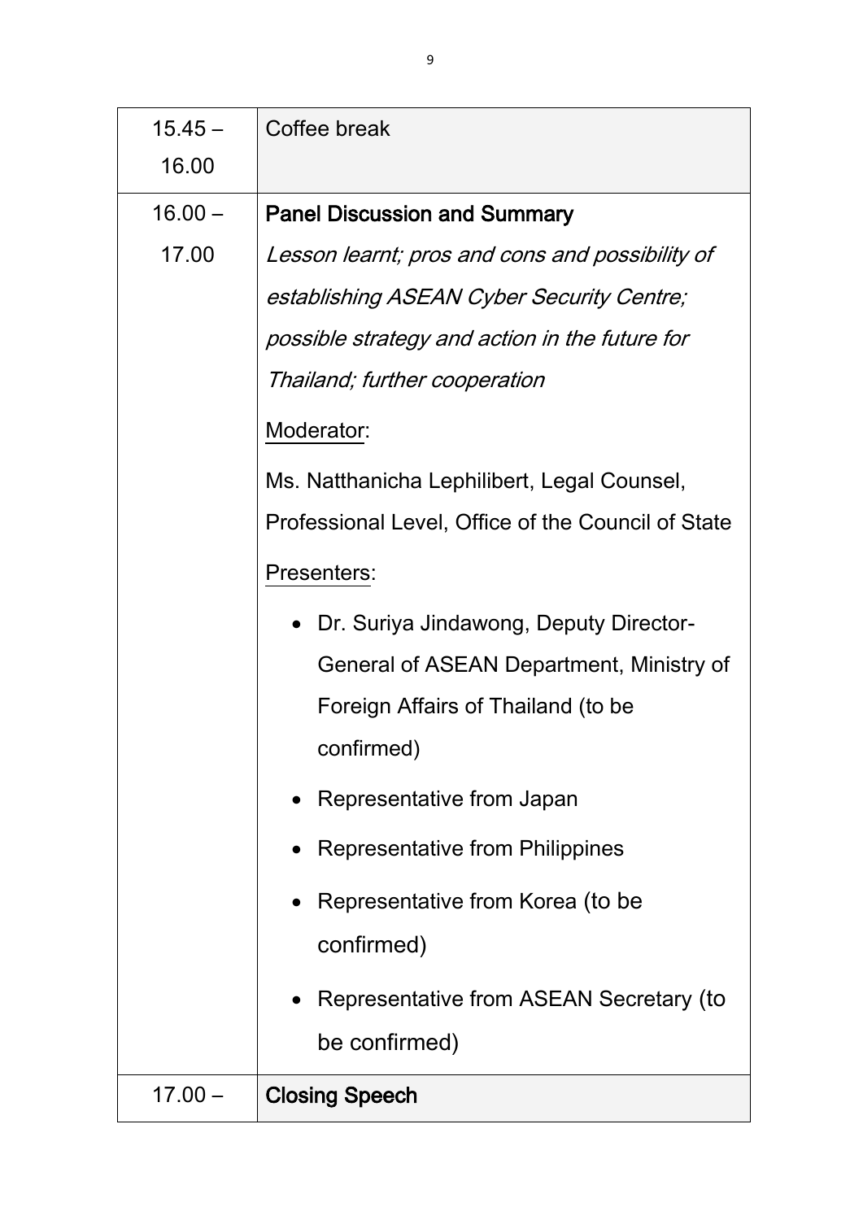| | |
|---|---|
| 15.45 – 16.00 | Coffee break |
| 16.00 – 17.00 | **Panel Discussion and Summary**<br>*Lesson learnt; pros and cons and possibility of establishing ASEAN Cyber Security Centre; possible strategy and action in the future for Thailand; further cooperation*<br>Moderator:<br>Ms. Natthanicha Lephilibert, Legal Counsel, Professional Level, Office of the Council of State<br>Presenters:<br>• Dr. Suriya Jindawong, Deputy Director-General of ASEAN Department, Ministry of Foreign Affairs of Thailand (to be confirmed)<br>• Representative from Japan<br>• Representative from Philippines<br>• Representative from Korea (to be confirmed)<br>• Representative from ASEAN Secretary (to be confirmed) |
| 17.00 – | **Closing Speech** |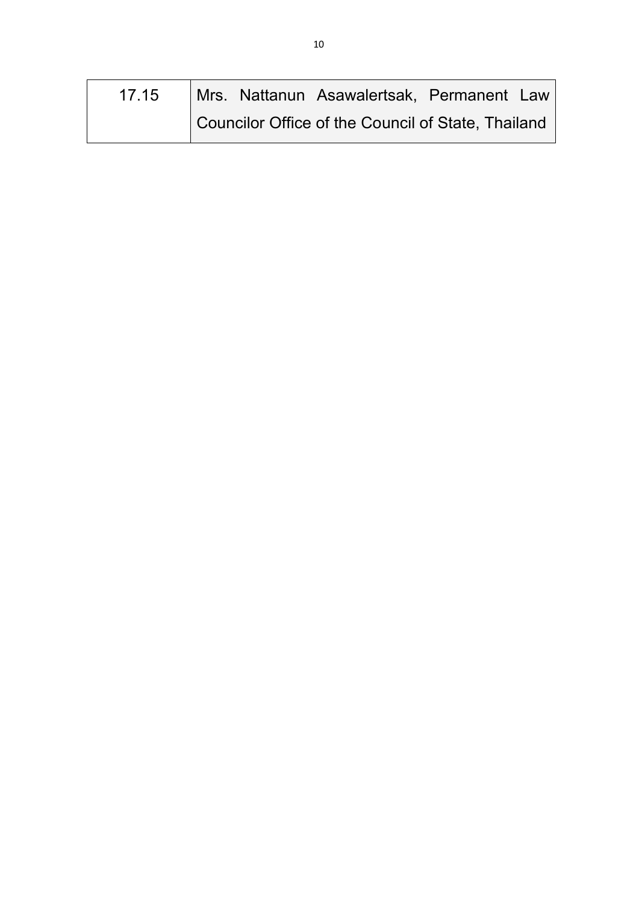| | |
|---|---|
| 17.15 | Mrs. Nattanun Asawalertsak, Permanent Law Councilor Office of the Council of State, Thailand |